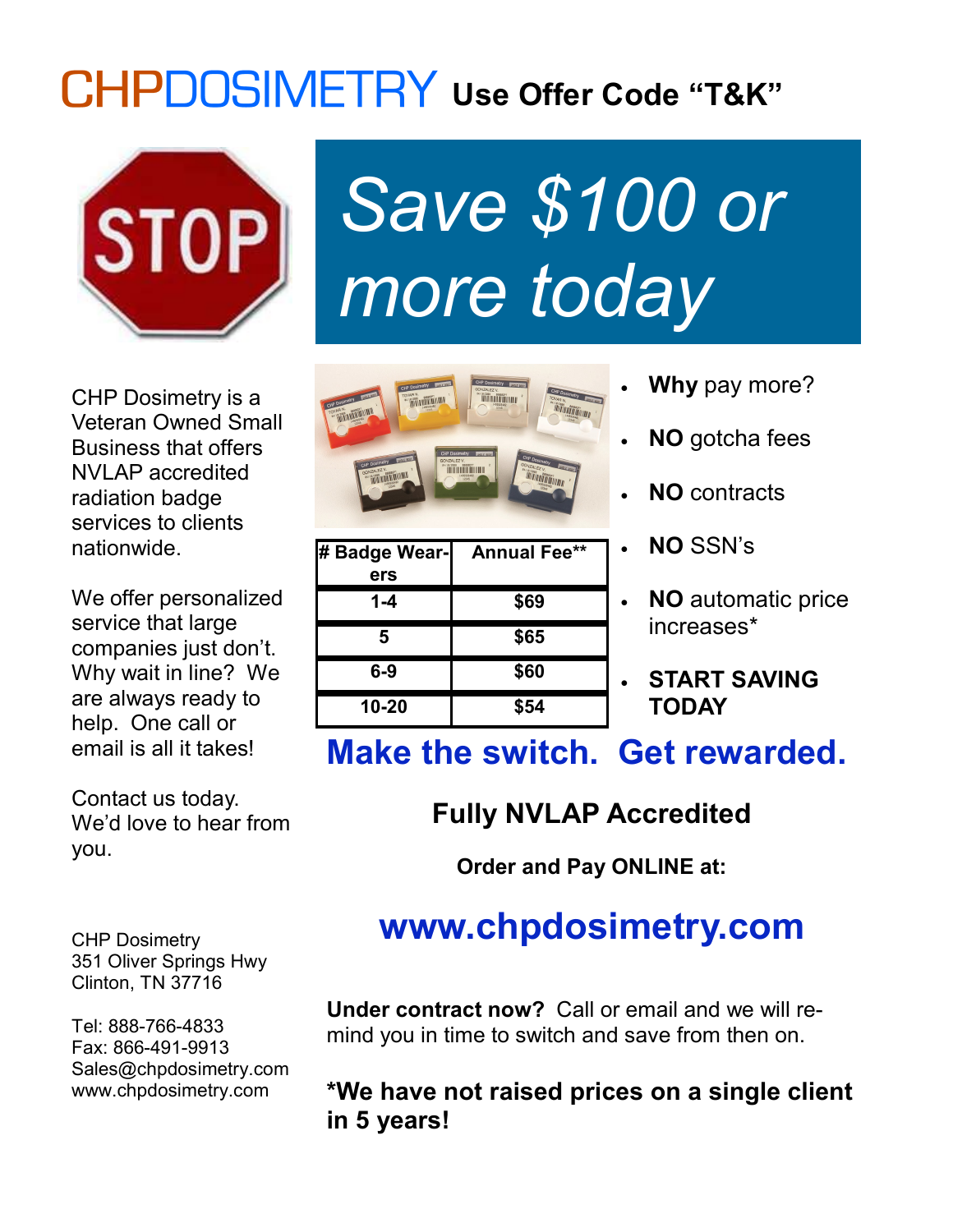# CHPDOSIMETRY Use Offer Code "T&K"

STOP

## *Save $100 or more today*

CHP Dosimetry is a Veteran Owned Small Business that offers NVLAP accredited radiation badge services to clients nationwide.

We offer personalized service that large companies just don't. Why wait in line? We are always ready to help. One call or email is all it takes!

Contact us today. We'd love to hear from you.

CHP Dosimetry
351 Oliver Springs Hwy
Clinton, TN 37716

Tel: 888-766-4833
Fax: 866-491-9913
Sales@chpdosimetry.com
www.chpdosimetry.com

| # Badge Wearers | Annual Fee** |
|---|---|
| 1-4 | $69 |
| 5 | $65 |
| 6-9 | $60 |
| 10-20 | $54 |

- **Why** pay more?
- **NO** gotcha fees
- **NO** contracts
- **NO** SSN's
- **NO** automatic price increases*
- **START SAVING TODAY**

## Make the switch. Get rewarded.

**Fully NVLAP Accredited**

**Order and Pay ONLINE at:**

## www.chpdosimetry.com

**Under contract now?** Call or email and we will remind you in time to switch and save from then on.

***We have not raised prices on a single client in 5 years!**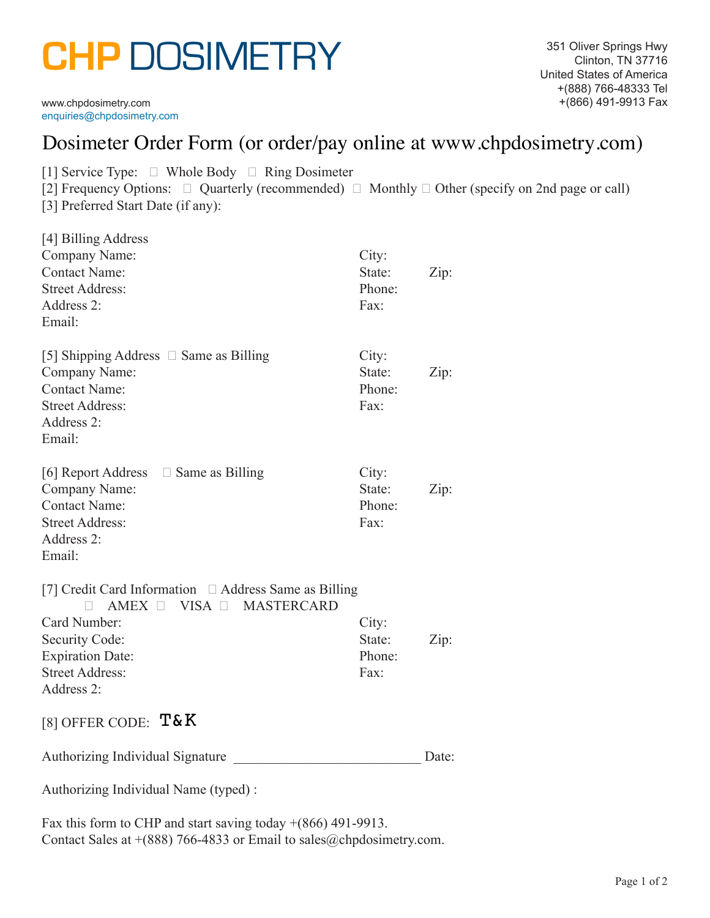# CHP DOSIMETRY

www.chpdosimetry.com
enquiries@chpdosimetry.com

351 Oliver Springs Hwy
Clinton, TN 37716
United States of America
+(888) 766-48333 Tel
+(866) 491-9913 Fax

## Dosimeter Order Form (or order/pay online at www.chpdosimetry.com)

[1] Service Type: ☐ Whole Body ☐ Ring Dosimeter
[2] Frequency Options: ☐ Quarterly (recommended) ☐ Monthly ☐ Other (specify on 2nd page or call)
[3] Preferred Start Date (if any):

[4] Billing Address

Company Name:
Contact Name:
Street Address:
Address 2:
Email:
City:
State: Zip:
Phone:
Fax:

[5] Shipping Address ☐ Same as Billing

Company Name:
Contact Name:
Street Address:
Address 2:
Email:
City:
State: Zip:
Phone:
Fax:

[6] Report Address ☐ Same as Billing

Company Name:
Contact Name:
Street Address:
Address 2:
Email:
City:
State: Zip:
Phone:
Fax:

[7] Credit Card Information ☐ Address Same as Billing

☐ AMEX ☐ VISA ☐ MASTERCARD

Card Number:
Security Code:
Expiration Date:
Street Address:
Address 2:
City:
State: Zip:
Phone:
Fax:

[8] OFFER CODE: T&K

Authorizing Individual Signature ___________________________ Date:

Authorizing Individual Name (typed) :

Fax this form to CHP and start saving today +(866) 491-9913.
Contact Sales at +(888) 766-4833 or Email to sales@chpdosimetry.com.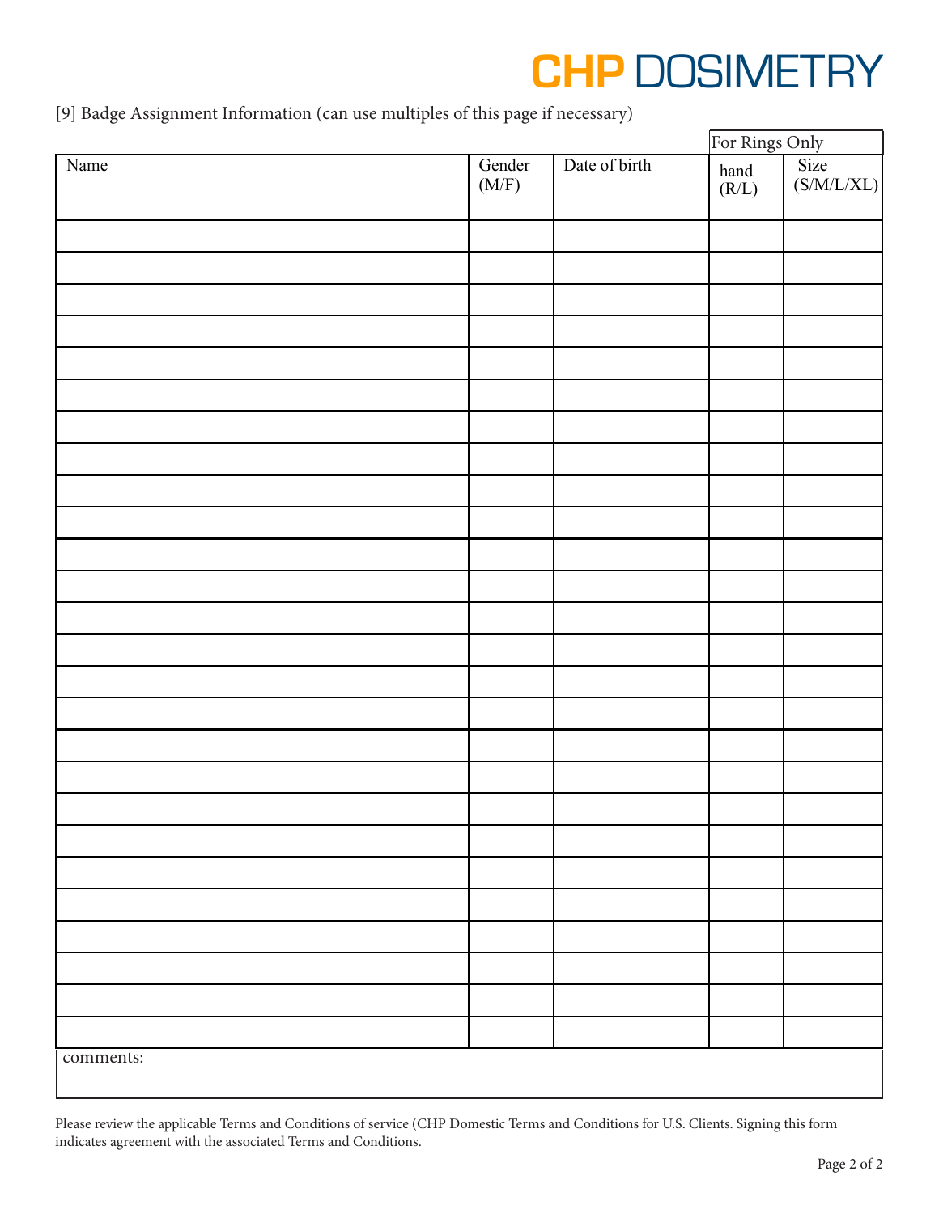CHP DOSIMETRY

[9] Badge Assignment Information (can use multiples of this page if necessary)

| | | | For Rings Only | |
|---|---|---|---|---|
| Name | Gender (M/F) | Date of birth | hand (R/L) | Size (S/M/L/XL) |
| | | | | |
| | | | | |
| | | | | |
| | | | | |
| | | | | |
| | | | | |
| | | | | |
| | | | | |
| | | | | |
| | | | | |
| | | | | |
| | | | | |
| | | | | |
| | | | | |
| | | | | |
| | | | | |
| | | | | |
| | | | | |
| | | | | |
| | | | | |
| | | | | |
| | | | | |
| | | | | |
| | | | | |
| | | | | |
| | | | | |

comments:

Please review the applicable Terms and Conditions of service (CHP Domestic Terms and Conditions for U.S. Clients. Signing this form indicates agreement with the associated Terms and Conditions.